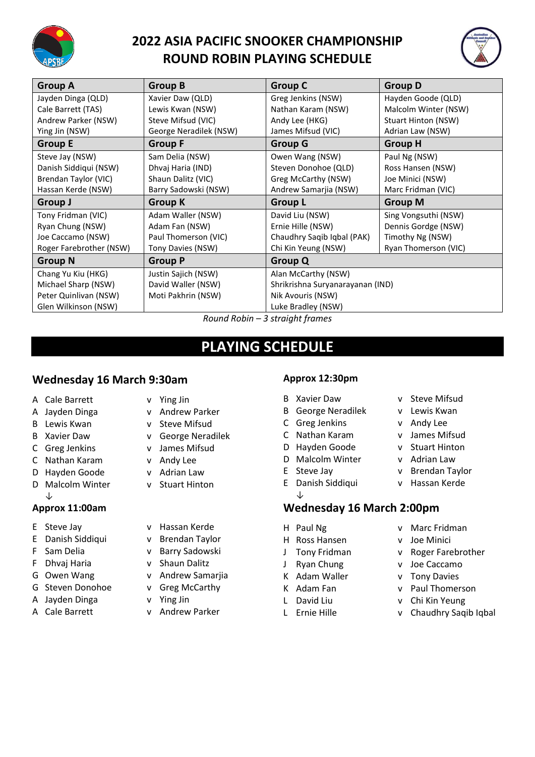# 2022 ASIA PACIFIC SNOOKER CHAMPIONSHIP
# ROUND ROBIN PLAYING SCHEDULE

| Group A | Group B | Group C | Group D |
|---|---|---|---|
| Jayden Dinga (QLD)<br>Cale Barrett (TAS)<br>Andrew Parker (NSW)<br>Ying Jin (NSW) | Xavier Daw (QLD)<br>Lewis Kwan (NSW)<br>Steve Mifsud (VIC)<br>George Neradilek (NSW) | Greg Jenkins (NSW)<br>Nathan Karam (NSW)<br>Andy Lee (HKG)<br>James Mifsud (VIC) | Hayden Goode (QLD)<br>Malcolm Winter (NSW)<br>Stuart Hinton (NSW)<br>Adrian Law (NSW) |
| **Group E** | **Group F** | **Group G** | **Group H** |
| Steve Jay (NSW)<br>Danish Siddiqui (NSW)<br>Brendan Taylor (VIC)<br>Hassan Kerde (NSW) | Sam Delia (NSW)<br>Dhvaj Haria (IND)<br>Shaun Dalitz (VIC)<br>Barry Sadowski (NSW) | Owen Wang (NSW)<br>Steven Donohoe (QLD)<br>Greg McCarthy (NSW)<br>Andrew Samarjia (NSW) | Paul Ng (NSW)<br>Ross Hansen (NSW)<br>Joe Minici (NSW)<br>Marc Fridman (VIC) |
| **Group J** | **Group K** | **Group L** | **Group M** |
| Tony Fridman (VIC)<br>Ryan Chung (NSW)<br>Joe Caccamo (NSW)<br>Roger Farebrother (NSW) | Adam Waller (NSW)<br>Adam Fan (NSW)<br>Paul Thomerson (VIC)<br>Tony Davies (NSW) | David Liu (NSW)<br>Ernie Hille (NSW)<br>Chaudhry Saqib Iqbal (PAK)<br>Chi Kin Yeung (NSW) | Sing Vongsuthi (NSW)<br>Dennis Gordge (NSW)<br>Timothy Ng (NSW)<br>Ryan Thomerson (VIC) |
| **Group N** | **Group P** | **Group Q** | |
| Chang Yu Kiu (HKG)<br>Michael Sharp (NSW)<br>Peter Quinlivan (NSW)<br>Glen Wilkinson (NSW) | Justin Sajich (NSW)<br>David Waller (NSW)<br>Moti Pakhrin (NSW) | Alan McCarthy (NSW)<br>Shrikrishna Suryanarayanan (IND)<br>Nik Avouris (NSW)<br>Luke Bradley (NSW) | |

*Round Robin – 3 straight frames*

## PLAYING SCHEDULE

### Wednesday 16 March 9:30am

| | | | |
|---|---|---|---|
| A | Cale Barrett | v | Ying Jin |
| A | Jayden Dinga | v | Andrew Parker |
| B | Lewis Kwan | v | Steve Mifsud |
| B | Xavier Daw | v | George Neradilek |
| C | Greg Jenkins | v | James Mifsud |
| C | Nathan Karam | v | Andy Lee |
| D | Hayden Goode | v | Adrian Law |
| D | Malcolm Winter | v | Stuart Hinton |

↓

### Approx 11:00am

| | | | |
|---|---|---|---|
| E | Steve Jay | v | Hassan Kerde |
| E | Danish Siddiqui | v | Brendan Taylor |
| F | Sam Delia | v | Barry Sadowski |
| F | Dhvaj Haria | v | Shaun Dalitz |
| G | Owen Wang | v | Andrew Samarjia |
| G | Steven Donohoe | v | Greg McCarthy |
| A | Jayden Dinga | v | Ying Jin |
| A | Cale Barrett | v | Andrew Parker |

### Approx 12:30pm

| | | | |
|---|---|---|---|
| B | Xavier Daw | v | Steve Mifsud |
| B | George Neradilek | v | Lewis Kwan |
| C | Greg Jenkins | v | Andy Lee |
| C | Nathan Karam | v | James Mifsud |
| D | Hayden Goode | v | Stuart Hinton |
| D | Malcolm Winter | v | Adrian Law |
| E | Steve Jay | v | Brendan Taylor |
| E | Danish Siddiqui | v | Hassan Kerde |

↓

### Wednesday 16 March 2:00pm

| | | | |
|---|---|---|---|
| H | Paul Ng | v | Marc Fridman |
| H | Ross Hansen | v | Joe Minici |
| J | Tony Fridman | v | Roger Farebrother |
| J | Ryan Chung | v | Joe Caccamo |
| K | Adam Waller | v | Tony Davies |
| K | Adam Fan | v | Paul Thomerson |
| L | David Liu | v | Chi Kin Yeung |
| L | Ernie Hille | v | Chaudhry Saqib Iqbal |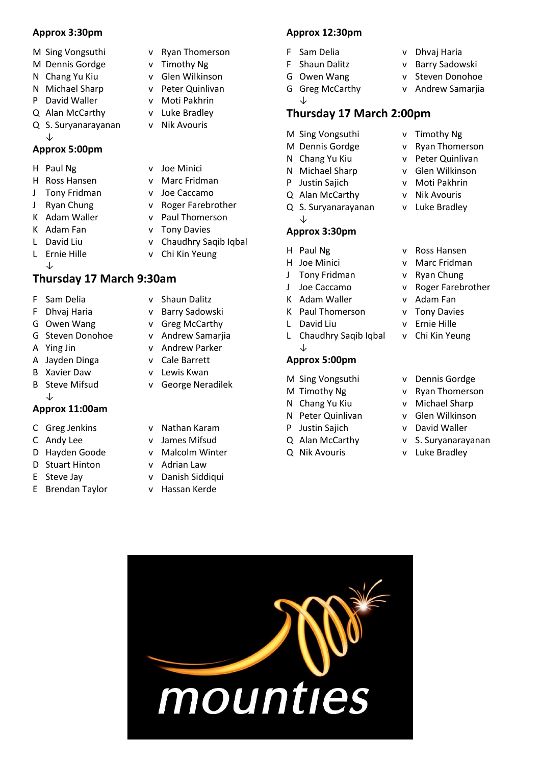**Approx 3:30pm**

| | | | |
|---|---|---|---|
| M | Sing Vongsuthi | v | Ryan Thomerson |
| M | Dennis Gordge | v | Timothy Ng |
| N | Chang Yu Kiu | v | Glen Wilkinson |
| N | Michael Sharp | v | Peter Quinlivan |
| P | David Waller | v | Moti Pakhrin |
| Q | Alan McCarthy | v | Luke Bradley |
| Q | S. Suryanarayanan | v | Nik Avouris |

↓

**Approx 5:00pm**

| | | | |
|---|---|---|---|
| H | Paul Ng | v | Joe Minici |
| H | Ross Hansen | v | Marc Fridman |
| J | Tony Fridman | v | Joe Caccamo |
| J | Ryan Chung | v | Roger Farebrother |
| K | Adam Waller | v | Paul Thomerson |
| K | Adam Fan | v | Tony Davies |
| L | David Liu | v | Chaudhry Saqib Iqbal |
| L | Ernie Hille | v | Chi Kin Yeung |

↓

## Thursday 17 March 9:30am

| | | | |
|---|---|---|---|
| F | Sam Delia | v | Shaun Dalitz |
| F | Dhvaj Haria | v | Barry Sadowski |
| G | Owen Wang | v | Greg McCarthy |
| G | Steven Donohoe | v | Andrew Samarjia |
| A | Ying Jin | v | Andrew Parker |
| A | Jayden Dinga | v | Cale Barrett |
| B | Xavier Daw | v | Lewis Kwan |
| B | Steve Mifsud | v | George Neradilek |

↓

**Approx 11:00am**

| | | | |
|---|---|---|---|
| C | Greg Jenkins | v | Nathan Karam |
| C | Andy Lee | v | James Mifsud |
| D | Hayden Goode | v | Malcolm Winter |
| D | Stuart Hinton | v | Adrian Law |
| E | Steve Jay | v | Danish Siddiqui |
| E | Brendan Taylor | v | Hassan Kerde |

**Approx 12:30pm**

| | | | |
|---|---|---|---|
| F | Sam Delia | v | Dhvaj Haria |
| F | Shaun Dalitz | v | Barry Sadowski |
| G | Owen Wang | v | Steven Donohoe |
| G | Greg McCarthy | v | Andrew Samarjia |

↓

## Thursday 17 March 2:00pm

| | | | |
|---|---|---|---|
| M | Sing Vongsuthi | v | Timothy Ng |
| M | Dennis Gordge | v | Ryan Thomerson |
| N | Chang Yu Kiu | v | Peter Quinlivan |
| N | Michael Sharp | v | Glen Wilkinson |
| P | Justin Sajich | v | Moti Pakhrin |
| Q | Alan McCarthy | v | Nik Avouris |
| Q | S. Suryanarayanan | v | Luke Bradley |

↓

**Approx 3:30pm**

| | | | |
|---|---|---|---|
| H | Paul Ng | v | Ross Hansen |
| H | Joe Minici | v | Marc Fridman |
| J | Tony Fridman | v | Ryan Chung |
| J | Joe Caccamo | v | Roger Farebrother |
| K | Adam Waller | v | Adam Fan |
| K | Paul Thomerson | v | Tony Davies |
| L | David Liu | v | Ernie Hille |
| L | Chaudhry Saqib Iqbal | v | Chi Kin Yeung |

↓

**Approx 5:00pm**

| | | | |
|---|---|---|---|
| M | Sing Vongsuthi | v | Dennis Gordge |
| M | Timothy Ng | v | Ryan Thomerson |
| N | Chang Yu Kiu | v | Michael Sharp |
| N | Peter Quinlivan | v | Glen Wilkinson |
| P | Justin Sajich | v | David Waller |
| Q | Alan McCarthy | v | S. Suryanarayanan |
| Q | Nik Avouris | v | Luke Bradley |

mounties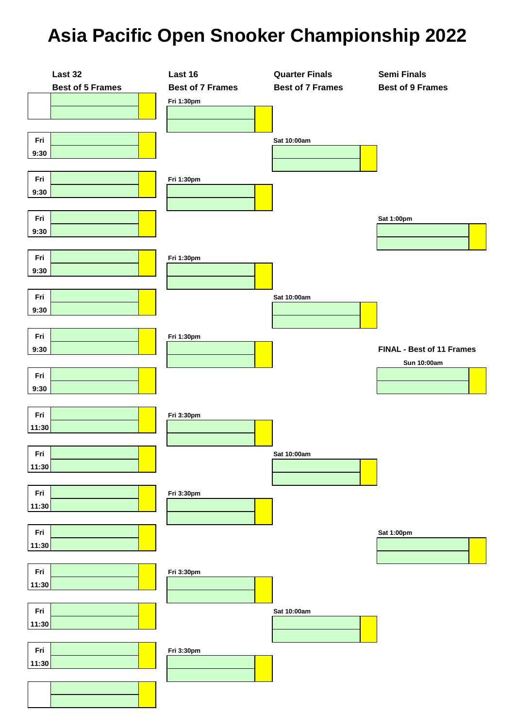# Asia Pacific Open Snooker Championship 2022

| Last 32 | Last 16 | Quarter Finals | Semi Finals |
|---|---|---|---|
| Best of 5 Frames | Best of 7 Frames | Best of 7 Frames | Best of 9 Frames |

**Last 32 – Best of 5 Frames**

- Match 1
- Fri 9:30
- Fri 9:30
- Fri 9:30
- Fri 9:30
- Fri 9:30
- Fri 9:30
- Fri 9:30
- Fri 11:30
- Fri 11:30
- Fri 11:30
- Fri 11:30
- Fri 11:30
- Fri 11:30
- Fri 11:30
- Match 16

**Last 16 – Best of 7 Frames**

- Fri 1:30pm
- Fri 1:30pm
- Fri 1:30pm
- Fri 1:30pm
- Fri 3:30pm
- Fri 3:30pm
- Fri 3:30pm
- Fri 3:30pm

**Quarter Finals – Best of 7 Frames**

- Sat 10:00am
- Sat 10:00am
- Sat 10:00am
- Sat 10:00am

**Semi Finals – Best of 9 Frames**

- Sat 1:00pm
- Sat 1:00pm

**FINAL - Best of 11 Frames**

Sun 10:00am